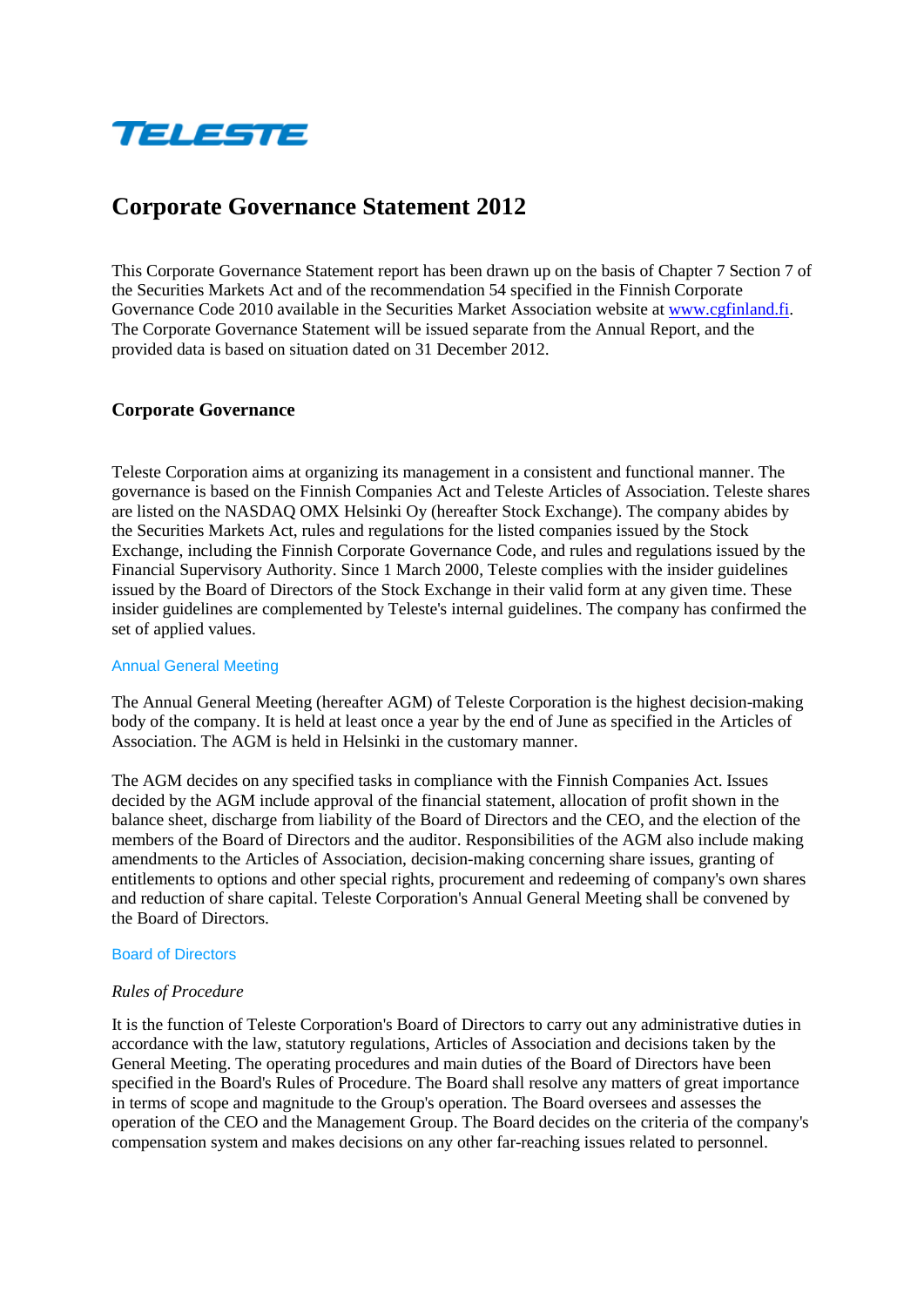TELESTE

# Corporate Governance Statement 2012

This Corporate Governance Statement report has been drawn up on the basis of Chapter 7 Section 7 of the Securities Markets Act and of the recommendation 54 specified in the Finnish Corporate Governance Code 2010 available in the Securities Market Association website at www.cgfinland.fi. The Corporate Governance Statement will be issued separate from the Annual Report, and the provided data is based on situation dated on 31 December 2012.

## Corporate Governance

Teleste Corporation aims at organizing its management in a consistent and functional manner. The governance is based on the Finnish Companies Act and Teleste Articles of Association. Teleste shares are listed on the NASDAQ OMX Helsinki Oy (hereafter Stock Exchange). The company abides by the Securities Markets Act, rules and regulations for the listed companies issued by the Stock Exchange, including the Finnish Corporate Governance Code, and rules and regulations issued by the Financial Supervisory Authority. Since 1 March 2000, Teleste complies with the insider guidelines issued by the Board of Directors of the Stock Exchange in their valid form at any given time. These insider guidelines are complemented by Teleste's internal guidelines. The company has confirmed the set of applied values.

### Annual General Meeting

The Annual General Meeting (hereafter AGM) of Teleste Corporation is the highest decision-making body of the company. It is held at least once a year by the end of June as specified in the Articles of Association. The AGM is held in Helsinki in the customary manner.

The AGM decides on any specified tasks in compliance with the Finnish Companies Act. Issues decided by the AGM include approval of the financial statement, allocation of profit shown in the balance sheet, discharge from liability of the Board of Directors and the CEO, and the election of the members of the Board of Directors and the auditor. Responsibilities of the AGM also include making amendments to the Articles of Association, decision-making concerning share issues, granting of entitlements to options and other special rights, procurement and redeeming of company's own shares and reduction of share capital. Teleste Corporation's Annual General Meeting shall be convened by the Board of Directors.

### Board of Directors

*Rules of Procedure*

It is the function of Teleste Corporation's Board of Directors to carry out any administrative duties in accordance with the law, statutory regulations, Articles of Association and decisions taken by the General Meeting. The operating procedures and main duties of the Board of Directors have been specified in the Board's Rules of Procedure. The Board shall resolve any matters of great importance in terms of scope and magnitude to the Group's operation. The Board oversees and assesses the operation of the CEO and the Management Group. The Board decides on the criteria of the company's compensation system and makes decisions on any other far-reaching issues related to personnel.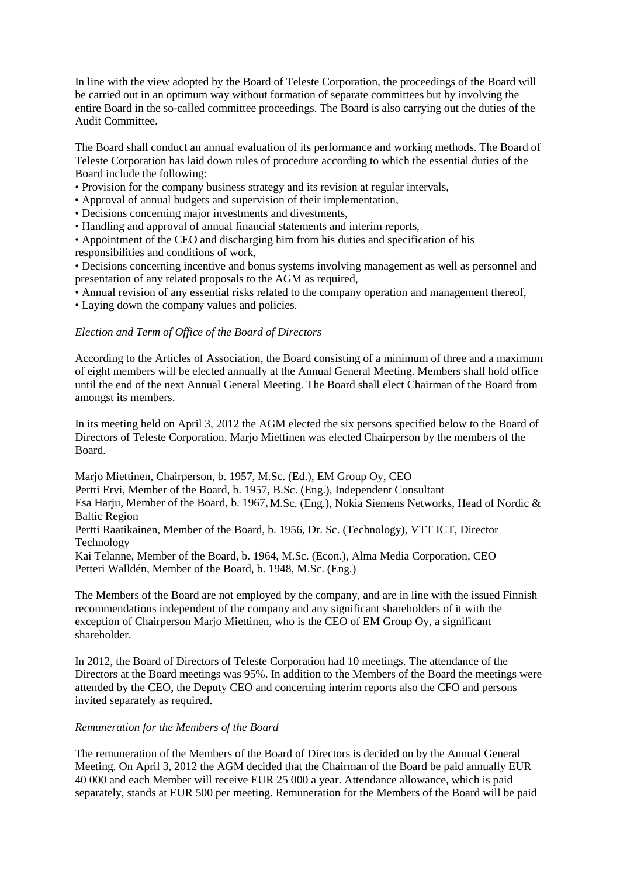In line with the view adopted by the Board of Teleste Corporation, the proceedings of the Board will be carried out in an optimum way without formation of separate committees but by involving the entire Board in the so-called committee proceedings. The Board is also carrying out the duties of the Audit Committee.

The Board shall conduct an annual evaluation of its performance and working methods. The Board of Teleste Corporation has laid down rules of procedure according to which the essential duties of the Board include the following:

- Provision for the company business strategy and its revision at regular intervals,
- Approval of annual budgets and supervision of their implementation,
- Decisions concerning major investments and divestments,
- Handling and approval of annual financial statements and interim reports,
- Appointment of the CEO and discharging him from his duties and specification of his responsibilities and conditions of work,
- Decisions concerning incentive and bonus systems involving management as well as personnel and presentation of any related proposals to the AGM as required,
- Annual revision of any essential risks related to the company operation and management thereof,
- Laying down the company values and policies.

*Election and Term of Office of the Board of Directors*

According to the Articles of Association, the Board consisting of a minimum of three and a maximum of eight members will be elected annually at the Annual General Meeting. Members shall hold office until the end of the next Annual General Meeting. The Board shall elect Chairman of the Board from amongst its members.

In its meeting held on April 3, 2012 the AGM elected the six persons specified below to the Board of Directors of Teleste Corporation. Marjo Miettinen was elected Chairperson by the members of the Board.

Marjo Miettinen, Chairperson, b. 1957, M.Sc. (Ed.), EM Group Oy, CEO
Pertti Ervi, Member of the Board, b. 1957, B.Sc. (Eng.), Independent Consultant
Esa Harju, Member of the Board, b. 1967, M.Sc. (Eng.), Nokia Siemens Networks, Head of Nordic & Baltic Region
Pertti Raatikainen, Member of the Board, b. 1956, Dr. Sc. (Technology), VTT ICT, Director Technology
Kai Telanne, Member of the Board, b. 1964, M.Sc. (Econ.), Alma Media Corporation, CEO
Petteri Walldén, Member of the Board, b. 1948, M.Sc. (Eng.)

The Members of the Board are not employed by the company, and are in line with the issued Finnish recommendations independent of the company and any significant shareholders of it with the exception of Chairperson Marjo Miettinen, who is the CEO of EM Group Oy, a significant shareholder.

In 2012, the Board of Directors of Teleste Corporation had 10 meetings. The attendance of the Directors at the Board meetings was 95%. In addition to the Members of the Board the meetings were attended by the CEO, the Deputy CEO and concerning interim reports also the CFO and persons invited separately as required.

*Remuneration for the Members of the Board*

The remuneration of the Members of the Board of Directors is decided on by the Annual General Meeting. On April 3, 2012 the AGM decided that the Chairman of the Board be paid annually EUR 40 000 and each Member will receive EUR 25 000 a year. Attendance allowance, which is paid separately, stands at EUR 500 per meeting. Remuneration for the Members of the Board will be paid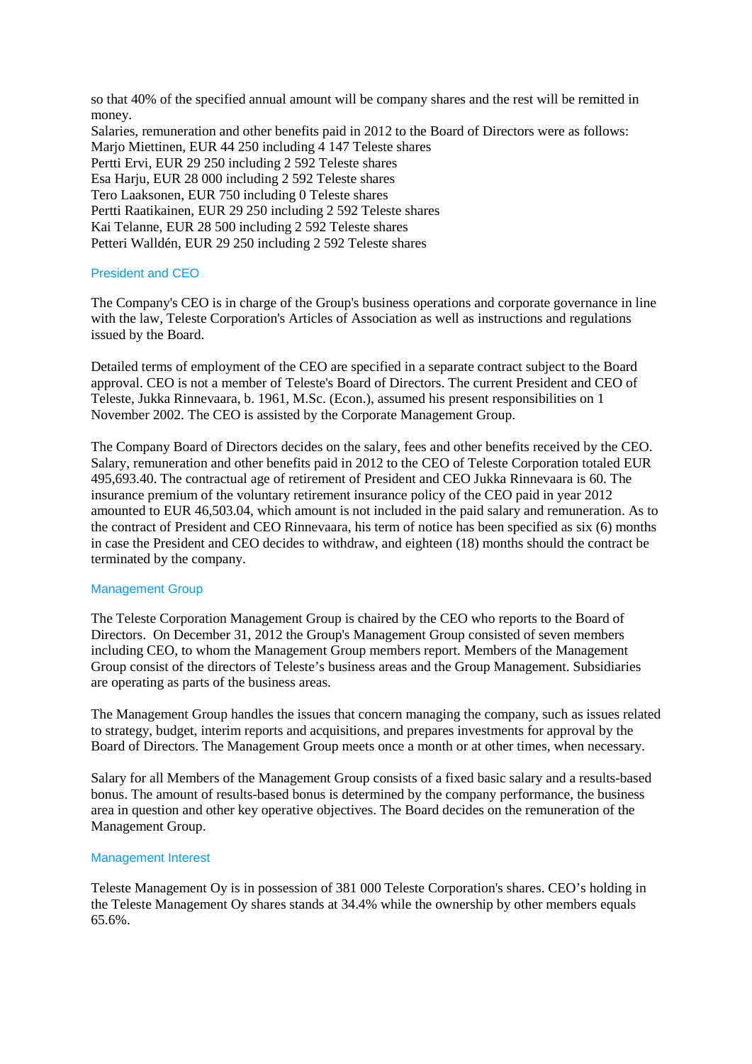so that 40% of the specified annual amount will be company shares and the rest will be remitted in money.

Salaries, remuneration and other benefits paid in 2012 to the Board of Directors were as follows:
Marjo Miettinen, EUR 44 250 including 4 147 Teleste shares
Pertti Ervi, EUR 29 250 including 2 592 Teleste shares
Esa Harju, EUR 28 000 including 2 592 Teleste shares
Tero Laaksonen, EUR 750 including 0 Teleste shares
Pertti Raatikainen, EUR 29 250 including 2 592 Teleste shares
Kai Telanne, EUR 28 500 including 2 592 Teleste shares
Petteri Walldén, EUR 29 250 including 2 592 Teleste shares

## President and CEO

The Company's CEO is in charge of the Group's business operations and corporate governance in line with the law, Teleste Corporation's Articles of Association as well as instructions and regulations issued by the Board.

Detailed terms of employment of the CEO are specified in a separate contract subject to the Board approval. CEO is not a member of Teleste's Board of Directors. The current President and CEO of Teleste, Jukka Rinnevaara, b. 1961, M.Sc. (Econ.), assumed his present responsibilities on 1 November 2002. The CEO is assisted by the Corporate Management Group.

The Company Board of Directors decides on the salary, fees and other benefits received by the CEO. Salary, remuneration and other benefits paid in 2012 to the CEO of Teleste Corporation totaled EUR 495,693.40. The contractual age of retirement of President and CEO Jukka Rinnevaara is 60. The insurance premium of the voluntary retirement insurance policy of the CEO paid in year 2012 amounted to EUR 46,503.04, which amount is not included in the paid salary and remuneration. As to the contract of President and CEO Rinnevaara, his term of notice has been specified as six (6) months in case the President and CEO decides to withdraw, and eighteen (18) months should the contract be terminated by the company.

## Management Group

The Teleste Corporation Management Group is chaired by the CEO who reports to the Board of Directors. On December 31, 2012 the Group's Management Group consisted of seven members including CEO, to whom the Management Group members report. Members of the Management Group consist of the directors of Teleste's business areas and the Group Management. Subsidiaries are operating as parts of the business areas.

The Management Group handles the issues that concern managing the company, such as issues related to strategy, budget, interim reports and acquisitions, and prepares investments for approval by the Board of Directors. The Management Group meets once a month or at other times, when necessary.

Salary for all Members of the Management Group consists of a fixed basic salary and a results-based bonus. The amount of results-based bonus is determined by the company performance, the business area in question and other key operative objectives. The Board decides on the remuneration of the Management Group.

## Management Interest

Teleste Management Oy is in possession of 381 000 Teleste Corporation's shares. CEO's holding in the Teleste Management Oy shares stands at 34.4% while the ownership by other members equals 65.6%.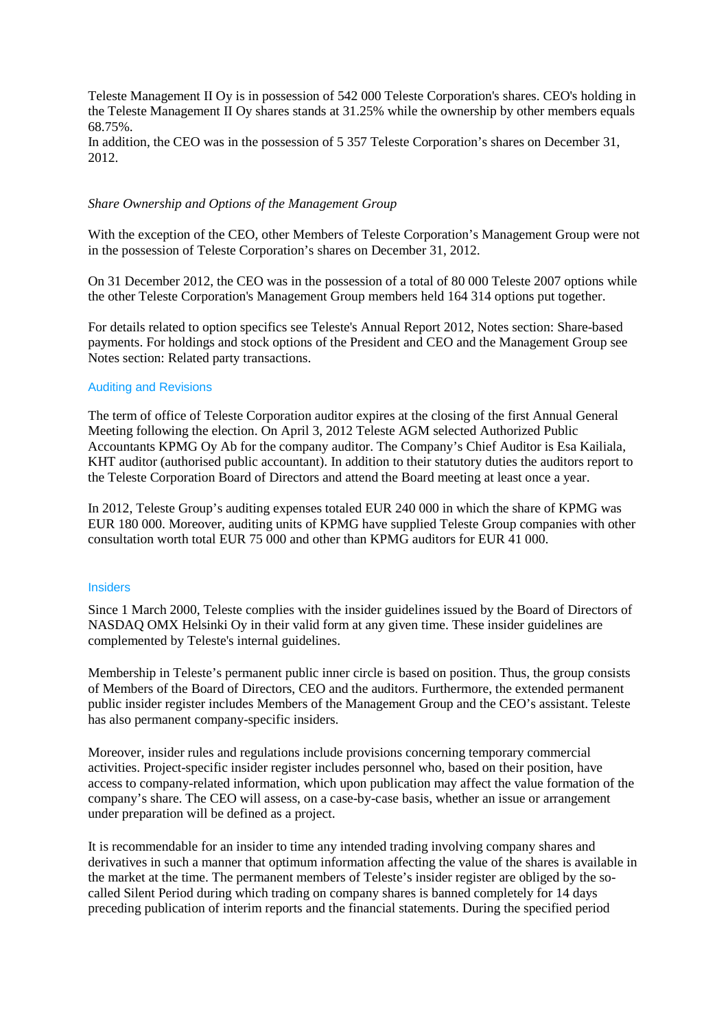Teleste Management II Oy is in possession of 542 000 Teleste Corporation's shares. CEO's holding in the Teleste Management II Oy shares stands at 31.25% while the ownership by other members equals 68.75%.
In addition, the CEO was in the possession of 5 357 Teleste Corporation’s shares on December 31, 2012.

*Share Ownership and Options of the Management Group*

With the exception of the CEO, other Members of Teleste Corporation’s Management Group were not in the possession of Teleste Corporation’s shares on December 31, 2012.

On 31 December 2012, the CEO was in the possession of a total of 80 000 Teleste 2007 options while the other Teleste Corporation's Management Group members held 164 314 options put together.

For details related to option specifics see Teleste's Annual Report 2012, Notes section: Share-based payments. For holdings and stock options of the President and CEO and the Management Group see Notes section: Related party transactions.

## Auditing and Revisions

The term of office of Teleste Corporation auditor expires at the closing of the first Annual General Meeting following the election. On April 3, 2012 Teleste AGM selected Authorized Public Accountants KPMG Oy Ab for the company auditor. The Company’s Chief Auditor is Esa Kailiala, KHT auditor (authorised public accountant). In addition to their statutory duties the auditors report to the Teleste Corporation Board of Directors and attend the Board meeting at least once a year.

In 2012, Teleste Group’s auditing expenses totaled EUR 240 000 in which the share of KPMG was EUR 180 000. Moreover, auditing units of KPMG have supplied Teleste Group companies with other consultation worth total EUR 75 000 and other than KPMG auditors for EUR 41 000.

## Insiders

Since 1 March 2000, Teleste complies with the insider guidelines issued by the Board of Directors of NASDAQ OMX Helsinki Oy in their valid form at any given time. These insider guidelines are complemented by Teleste's internal guidelines.

Membership in Teleste’s permanent public inner circle is based on position. Thus, the group consists of Members of the Board of Directors, CEO and the auditors. Furthermore, the extended permanent public insider register includes Members of the Management Group and the CEO’s assistant. Teleste has also permanent company-specific insiders.

Moreover, insider rules and regulations include provisions concerning temporary commercial activities. Project-specific insider register includes personnel who, based on their position, have access to company-related information, which upon publication may affect the value formation of the company’s share. The CEO will assess, on a case-by-case basis, whether an issue or arrangement under preparation will be defined as a project.

It is recommendable for an insider to time any intended trading involving company shares and derivatives in such a manner that optimum information affecting the value of the shares is available in the market at the time. The permanent members of Teleste’s insider register are obliged by the so-called Silent Period during which trading on company shares is banned completely for 14 days preceding publication of interim reports and the financial statements. During the specified period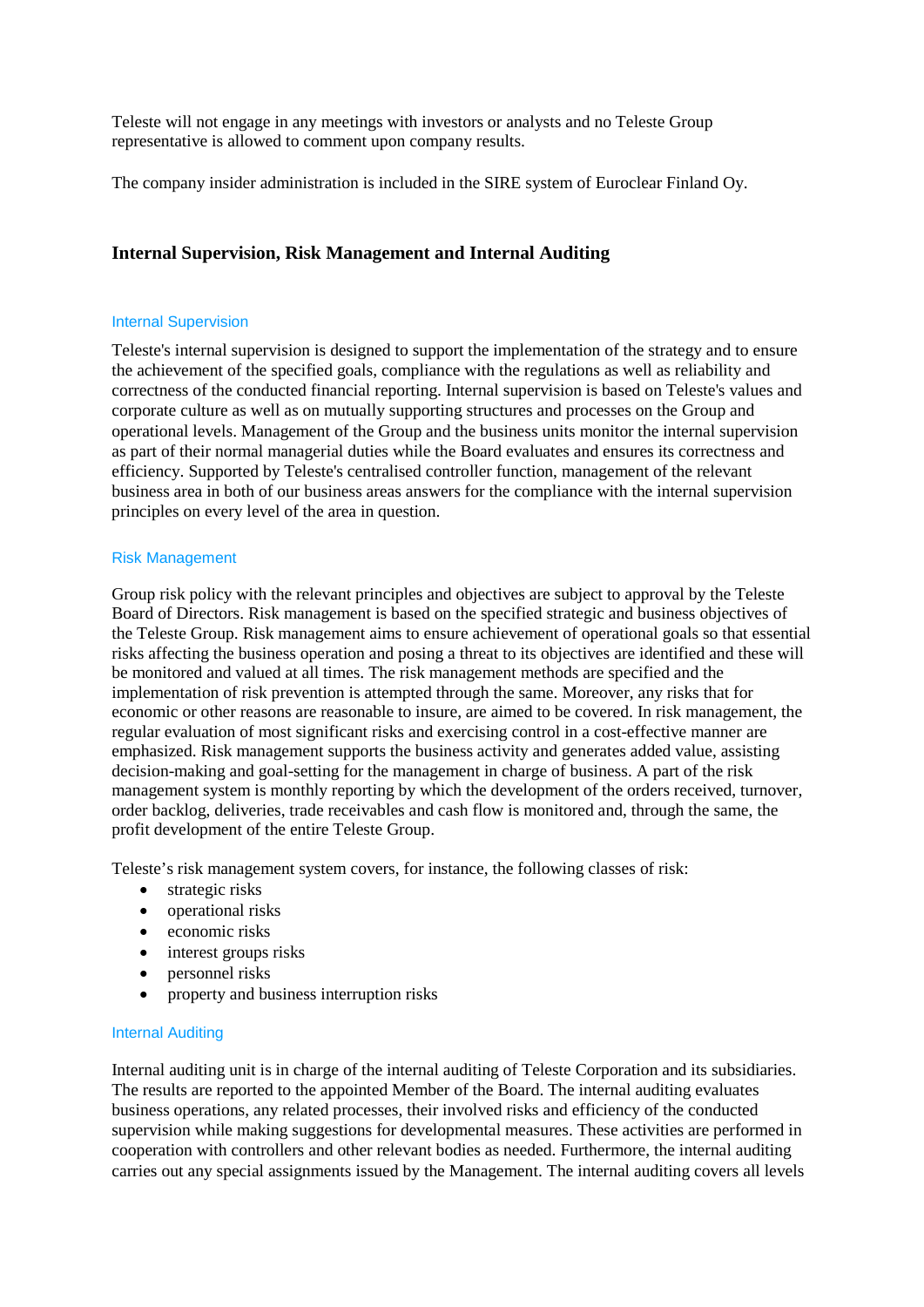Teleste will not engage in any meetings with investors or analysts and no Teleste Group representative is allowed to comment upon company results.

The company insider administration is included in the SIRE system of Euroclear Finland Oy.

## Internal Supervision, Risk Management and Internal Auditing

### Internal Supervision

Teleste's internal supervision is designed to support the implementation of the strategy and to ensure the achievement of the specified goals, compliance with the regulations as well as reliability and correctness of the conducted financial reporting. Internal supervision is based on Teleste's values and corporate culture as well as on mutually supporting structures and processes on the Group and operational levels. Management of the Group and the business units monitor the internal supervision as part of their normal managerial duties while the Board evaluates and ensures its correctness and efficiency. Supported by Teleste's centralised controller function, management of the relevant business area in both of our business areas answers for the compliance with the internal supervision principles on every level of the area in question.

### Risk Management

Group risk policy with the relevant principles and objectives are subject to approval by the Teleste Board of Directors. Risk management is based on the specified strategic and business objectives of the Teleste Group. Risk management aims to ensure achievement of operational goals so that essential risks affecting the business operation and posing a threat to its objectives are identified and these will be monitored and valued at all times. The risk management methods are specified and the implementation of risk prevention is attempted through the same. Moreover, any risks that for economic or other reasons are reasonable to insure, are aimed to be covered. In risk management, the regular evaluation of most significant risks and exercising control in a cost-effective manner are emphasized. Risk management supports the business activity and generates added value, assisting decision-making and goal-setting for the management in charge of business. A part of the risk management system is monthly reporting by which the development of the orders received, turnover, order backlog, deliveries, trade receivables and cash flow is monitored and, through the same, the profit development of the entire Teleste Group.

Teleste's risk management system covers, for instance, the following classes of risk:

- strategic risks
- operational risks
- economic risks
- interest groups risks
- personnel risks
- property and business interruption risks

### Internal Auditing

Internal auditing unit is in charge of the internal auditing of Teleste Corporation and its subsidiaries. The results are reported to the appointed Member of the Board. The internal auditing evaluates business operations, any related processes, their involved risks and efficiency of the conducted supervision while making suggestions for developmental measures. These activities are performed in cooperation with controllers and other relevant bodies as needed. Furthermore, the internal auditing carries out any special assignments issued by the Management. The internal auditing covers all levels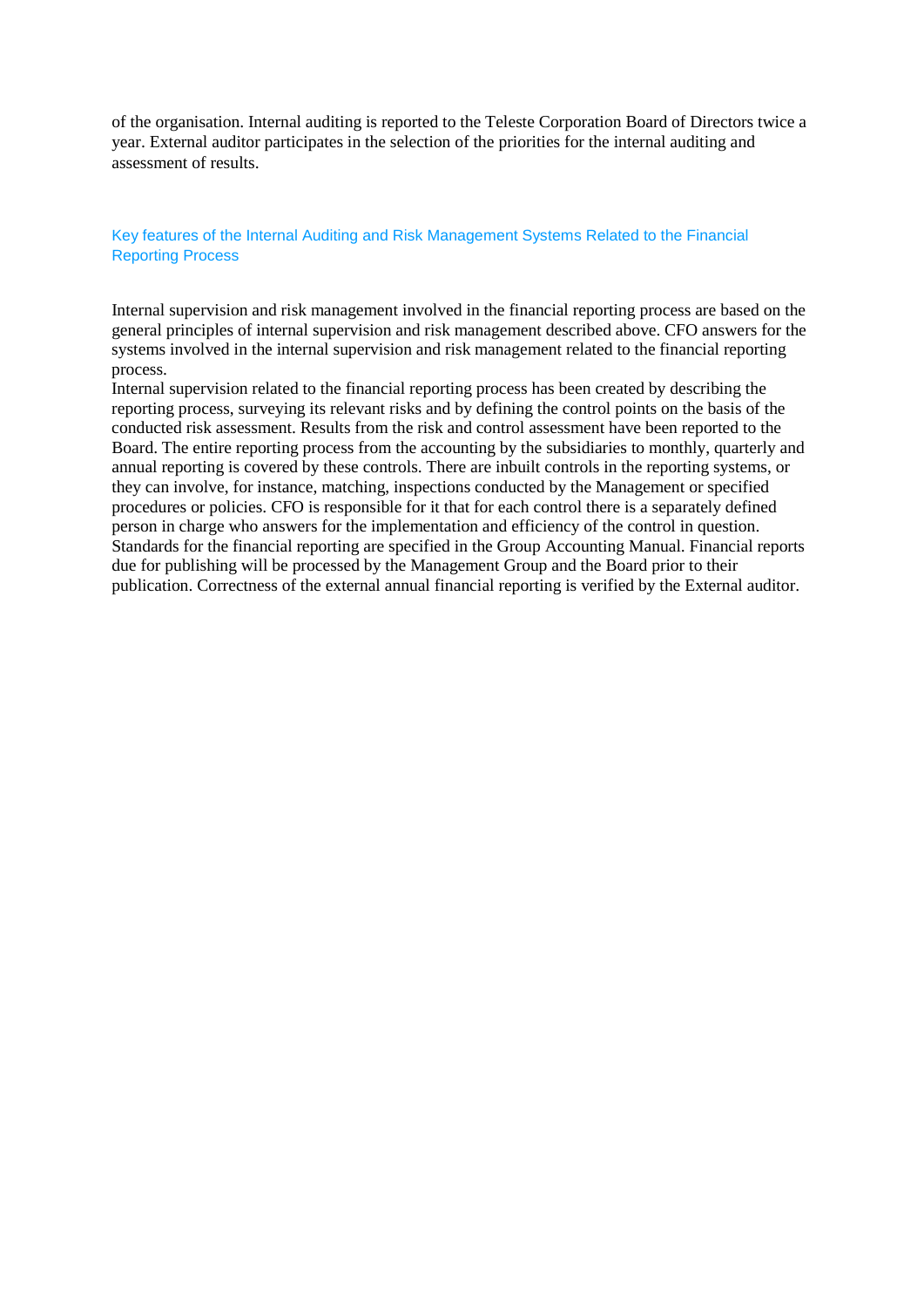of the organisation. Internal auditing is reported to the Teleste Corporation Board of Directors twice a year. External auditor participates in the selection of the priorities for the internal auditing and assessment of results.

## Key features of the Internal Auditing and Risk Management Systems Related to the Financial Reporting Process

Internal supervision and risk management involved in the financial reporting process are based on the general principles of internal supervision and risk management described above. CFO answers for the systems involved in the internal supervision and risk management related to the financial reporting process.

Internal supervision related to the financial reporting process has been created by describing the reporting process, surveying its relevant risks and by defining the control points on the basis of the conducted risk assessment. Results from the risk and control assessment have been reported to the Board. The entire reporting process from the accounting by the subsidiaries to monthly, quarterly and annual reporting is covered by these controls. There are inbuilt controls in the reporting systems, or they can involve, for instance, matching, inspections conducted by the Management or specified procedures or policies. CFO is responsible for it that for each control there is a separately defined person in charge who answers for the implementation and efficiency of the control in question. Standards for the financial reporting are specified in the Group Accounting Manual. Financial reports due for publishing will be processed by the Management Group and the Board prior to their publication. Correctness of the external annual financial reporting is verified by the External auditor.